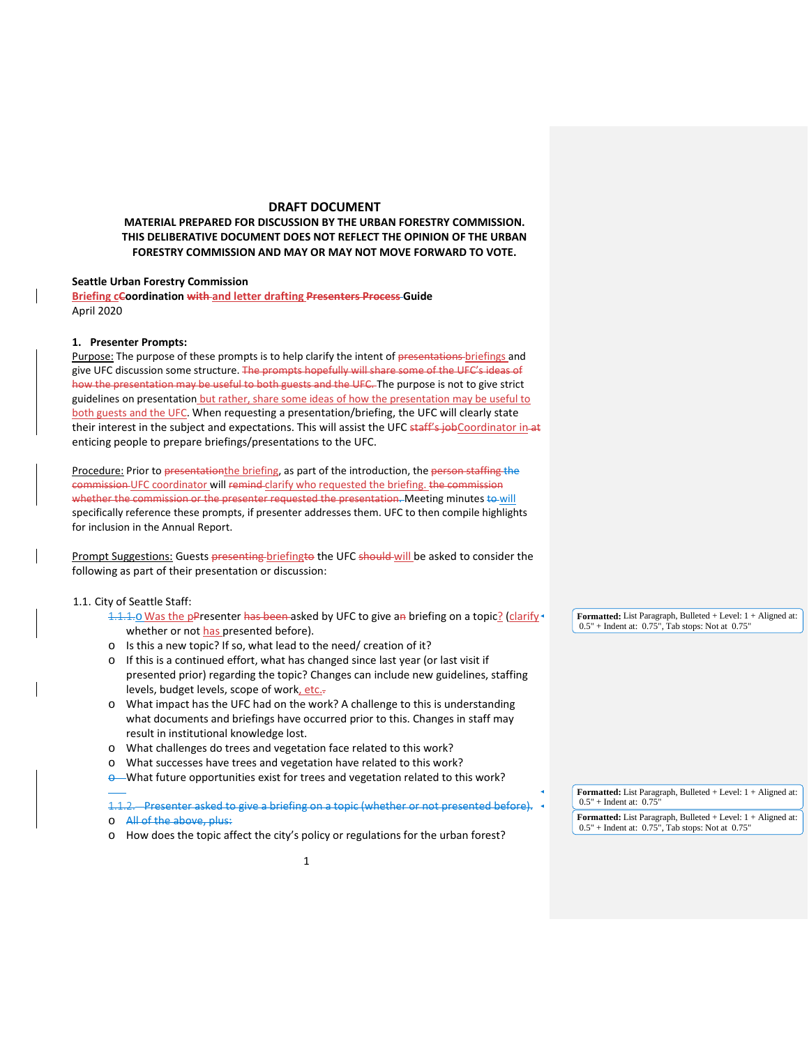**DRAFT DOCUMENT**

**MATERIAL PREPARED FOR DISCUSSION BY THE URBAN FORESTRY COMMISSION. THIS DELIBERATIVE DOCUMENT DOES NOT REFLECT THE OPINION OF THE URBAN FORESTRY COMMISSION AND MAY OR MAY NOT MOVE FORWARD TO VOTE.**

**Seattle Urban Forestry Commission**
**Briefing c~~C~~oordination ~~with~~ and letter drafting ~~Presenters Process~~ Guide**
April 2020

## 1. Presenter Prompts:

Purpose: The purpose of these prompts is to help clarify the intent of ~~presentations~~ briefings and give UFC discussion some structure. ~~The prompts hopefully will share some of the UFC's ideas of how the presentation may be useful to both guests and the UFC.~~ The purpose is not to give strict guidelines on presentation but rather, share some ideas of how the presentation may be useful to both guests and the UFC. When requesting a presentation/briefing, the UFC will clearly state their interest in the subject and expectations. This will assist the UFC ~~staff's job~~Coordinator in ~~at~~ enticing people to prepare briefings/presentations to the UFC.

Procedure: Prior to ~~presentation~~the briefing, as part of the introduction, the ~~person staffing the commission~~ UFC coordinator will ~~remind~~ clarify who requested the briefing. ~~the commission whether the commission or the presenter requested the presentation.~~ Meeting minutes ~~to~~ will specifically reference these prompts, if presenter addresses them. UFC to then compile highlights for inclusion in the Annual Report.

Prompt Suggestions: Guests ~~presenting~~ briefingto the UFC ~~should~~ will be asked to consider the following as part of their presentation or discussion:

1.1. City of Seattle Staff:

- ~~1.1.1.~~ Was the ~~p~~Presenter ~~has been~~ asked by UFC to give a~~n~~ briefing on a topic? (clarify whether or not has presented before).
- Is this a new topic? If so, what lead to the need/ creation of it?
- If this is a continued effort, what has changed since last year (or last visit if presented prior) regarding the topic? Changes can include new guidelines, staffing levels, budget levels, scope of work, etc.~~.~~
- What impact has the UFC had on the work? A challenge to this is understanding what documents and briefings have occurred prior to this. Changes in staff may result in institutional knowledge lost.
- What challenges do trees and vegetation face related to this work?
- What successes have trees and vegetation have related to this work?
- ~~o~~ What future opportunities exist for trees and vegetation related to this work?

~~1.1.2. Presenter asked to give a briefing on a topic (whether or not presented before).~~

- ~~All of the above, plus:~~
- How does the topic affect the city's policy or regulations for the urban forest?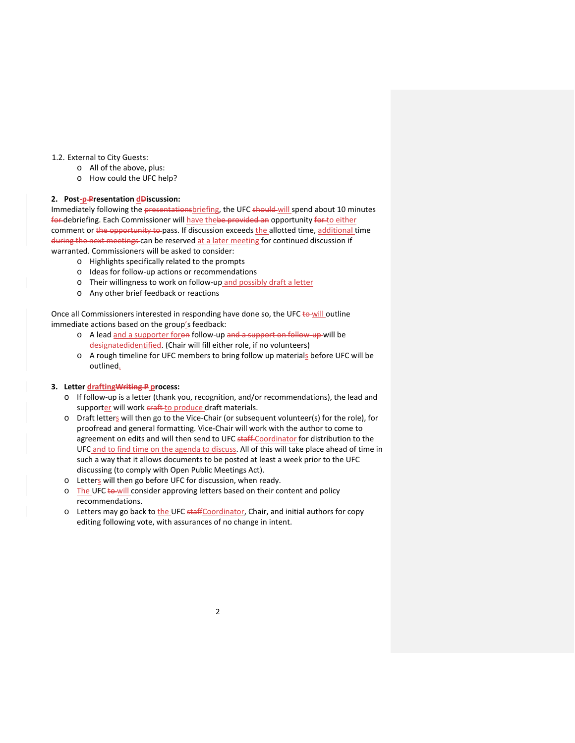1.2. External to City Guests:

- All of the above, plus:
- How could the UFC help?

**2. Post-p~~P~~resentation d~~D~~iscussion:**

Immediately following the ~~presentations~~briefing, the UFC ~~should~~ will spend about 10 minutes ~~for~~ debriefing. Each Commissioner will have the~~be provided an~~ opportunity ~~for~~ to either comment or ~~the opportunity to~~ pass. If discussion exceeds the allotted time, additional time ~~during the next meetings~~ can be reserved at a later meeting for continued discussion if warranted. Commissioners will be asked to consider:

- Highlights specifically related to the prompts
- Ideas for follow-up actions or recommendations
- Their willingness to work on follow-up and possibly draft a letter
- Any other brief feedback or reactions

Once all Commissioners interested in responding have done so, the UFC ~~to~~ will outline immediate actions based on the group's feedback:

- A lead and a supporter for~~on~~ follow-up ~~and a support on follow-up~~ will be ~~designated~~identified. (Chair will fill either role, if no volunteers)
- A rough timeline for UFC members to bring follow up materials before UFC will be outlined.

**3. Letter drafting~~Writing P~~ process:**

- If follow-up is a letter (thank you, recognition, and/or recommendations), the lead and supporter will work ~~craft~~ to produce draft materials.
- Draft letters will then go to the Vice-Chair (or subsequent volunteer(s) for the role), for proofread and general formatting. Vice-Chair will work with the author to come to agreement on edits and will then send to UFC ~~staff~~ Coordinator for distribution to the UFC and to find time on the agenda to discuss. All of this will take place ahead of time in such a way that it allows documents to be posted at least a week prior to the UFC discussing (to comply with Open Public Meetings Act).
- Letters will then go before UFC for discussion, when ready.
- The UFC ~~to~~ will consider approving letters based on their content and policy recommendations.
- Letters may go back to the UFC ~~staff~~Coordinator, Chair, and initial authors for copy editing following vote, with assurances of no change in intent.